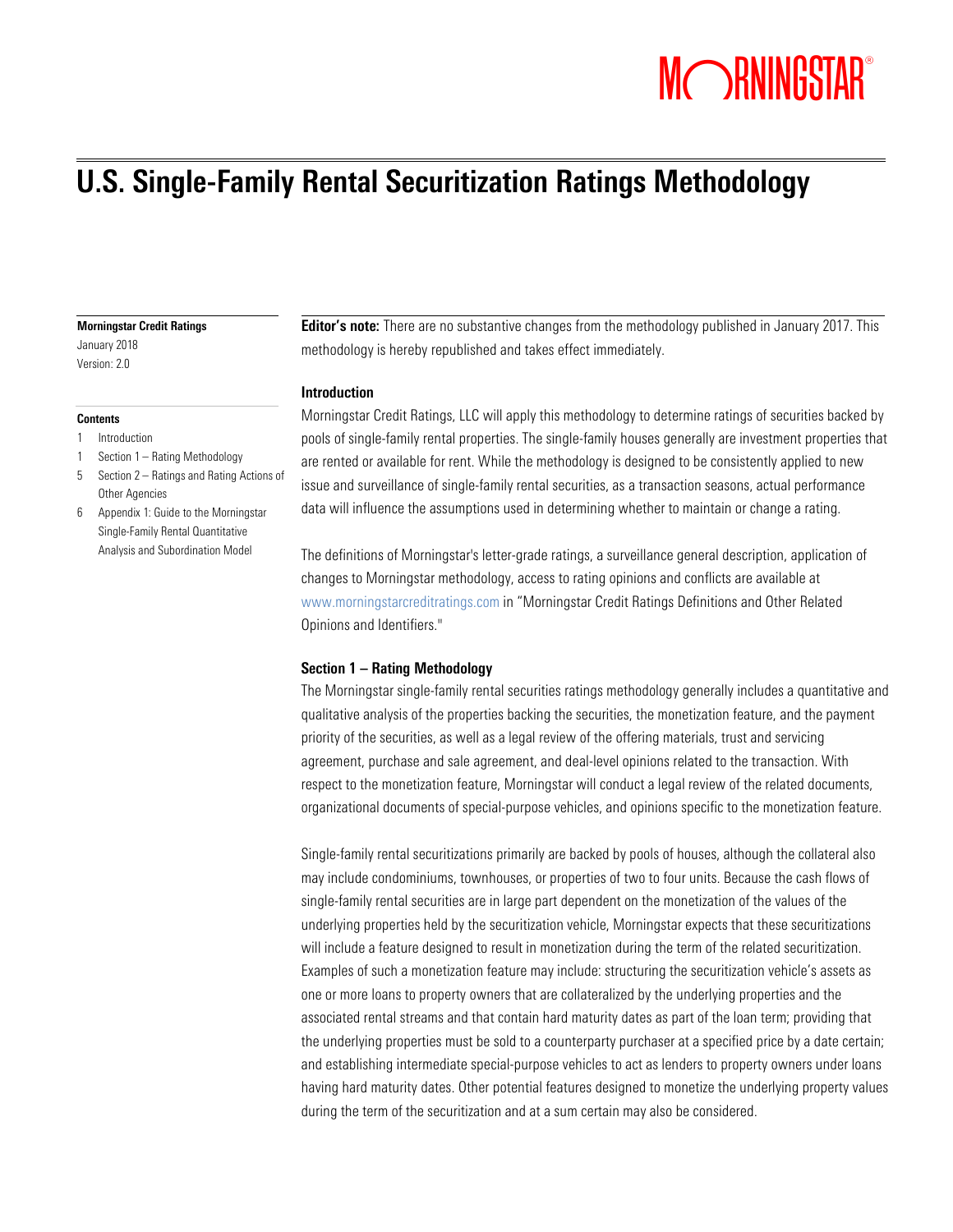# U.S. Single-Family Rental Securitization Ratings Methodology

**Morningstar Credit Ratings**
January 2018
Version: 2.0

**Contents**

1 Introduction
1 Section 1 – Rating Methodology
5 Section 2 – Ratings and Rating Actions of Other Agencies
6 Appendix 1: Guide to the Morningstar Single-Family Rental Quantitative Analysis and Subordination Model

**Editor's note:** There are no substantive changes from the methodology published in January 2017. This methodology is hereby republished and takes effect immediately.

### Introduction

Morningstar Credit Ratings, LLC will apply this methodology to determine ratings of securities backed by pools of single-family rental properties. The single-family houses generally are investment properties that are rented or available for rent. While the methodology is designed to be consistently applied to new issue and surveillance of single-family rental securities, as a transaction seasons, actual performance data will influence the assumptions used in determining whether to maintain or change a rating.

The definitions of Morningstar's letter-grade ratings, a surveillance general description, application of changes to Morningstar methodology, access to rating opinions and conflicts are available at www.morningstarcreditratings.com in "Morningstar Credit Ratings Definitions and Other Related Opinions and Identifiers."

### Section 1 – Rating Methodology

The Morningstar single-family rental securities ratings methodology generally includes a quantitative and qualitative analysis of the properties backing the securities, the monetization feature, and the payment priority of the securities, as well as a legal review of the offering materials, trust and servicing agreement, purchase and sale agreement, and deal-level opinions related to the transaction. With respect to the monetization feature, Morningstar will conduct a legal review of the related documents, organizational documents of special-purpose vehicles, and opinions specific to the monetization feature.

Single-family rental securitizations primarily are backed by pools of houses, although the collateral also may include condominiums, townhouses, or properties of two to four units. Because the cash flows of single-family rental securities are in large part dependent on the monetization of the values of the underlying properties held by the securitization vehicle, Morningstar expects that these securitizations will include a feature designed to result in monetization during the term of the related securitization. Examples of such a monetization feature may include: structuring the securitization vehicle's assets as one or more loans to property owners that are collateralized by the underlying properties and the associated rental streams and that contain hard maturity dates as part of the loan term; providing that the underlying properties must be sold to a counterparty purchaser at a specified price by a date certain; and establishing intermediate special-purpose vehicles to act as lenders to property owners under loans having hard maturity dates. Other potential features designed to monetize the underlying property values during the term of the securitization and at a sum certain may also be considered.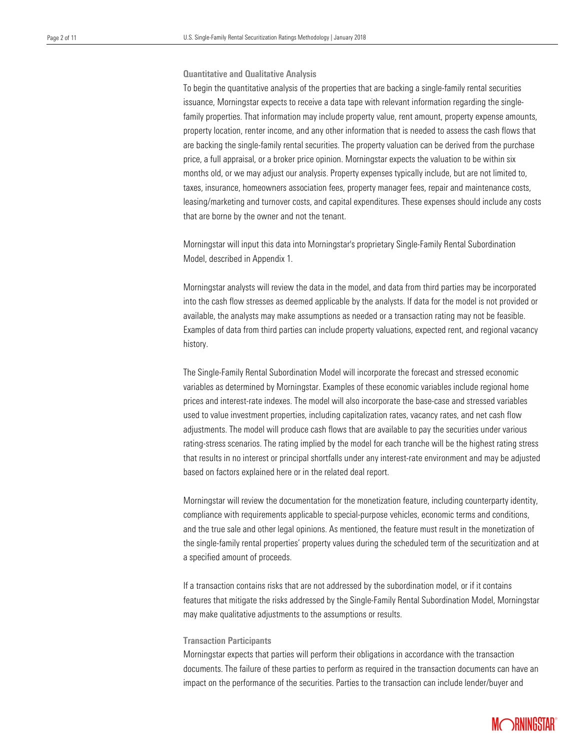### Quantitative and Qualitative Analysis

To begin the quantitative analysis of the properties that are backing a single-family rental securities issuance, Morningstar expects to receive a data tape with relevant information regarding the single-family properties. That information may include property value, rent amount, property expense amounts, property location, renter income, and any other information that is needed to assess the cash flows that are backing the single-family rental securities. The property valuation can be derived from the purchase price, a full appraisal, or a broker price opinion. Morningstar expects the valuation to be within six months old, or we may adjust our analysis. Property expenses typically include, but are not limited to, taxes, insurance, homeowners association fees, property manager fees, repair and maintenance costs, leasing/marketing and turnover costs, and capital expenditures. These expenses should include any costs that are borne by the owner and not the tenant.

Morningstar will input this data into Morningstar's proprietary Single-Family Rental Subordination Model, described in Appendix 1.

Morningstar analysts will review the data in the model, and data from third parties may be incorporated into the cash flow stresses as deemed applicable by the analysts. If data for the model is not provided or available, the analysts may make assumptions as needed or a transaction rating may not be feasible. Examples of data from third parties can include property valuations, expected rent, and regional vacancy history.

The Single-Family Rental Subordination Model will incorporate the forecast and stressed economic variables as determined by Morningstar. Examples of these economic variables include regional home prices and interest-rate indexes. The model will also incorporate the base-case and stressed variables used to value investment properties, including capitalization rates, vacancy rates, and net cash flow adjustments. The model will produce cash flows that are available to pay the securities under various rating-stress scenarios. The rating implied by the model for each tranche will be the highest rating stress that results in no interest or principal shortfalls under any interest-rate environment and may be adjusted based on factors explained here or in the related deal report.

Morningstar will review the documentation for the monetization feature, including counterparty identity, compliance with requirements applicable to special-purpose vehicles, economic terms and conditions, and the true sale and other legal opinions. As mentioned, the feature must result in the monetization of the single-family rental properties' property values during the scheduled term of the securitization and at a specified amount of proceeds.

If a transaction contains risks that are not addressed by the subordination model, or if it contains features that mitigate the risks addressed by the Single-Family Rental Subordination Model, Morningstar may make qualitative adjustments to the assumptions or results.

### Transaction Participants

Morningstar expects that parties will perform their obligations in accordance with the transaction documents. The failure of these parties to perform as required in the transaction documents can have an impact on the performance of the securities. Parties to the transaction can include lender/buyer and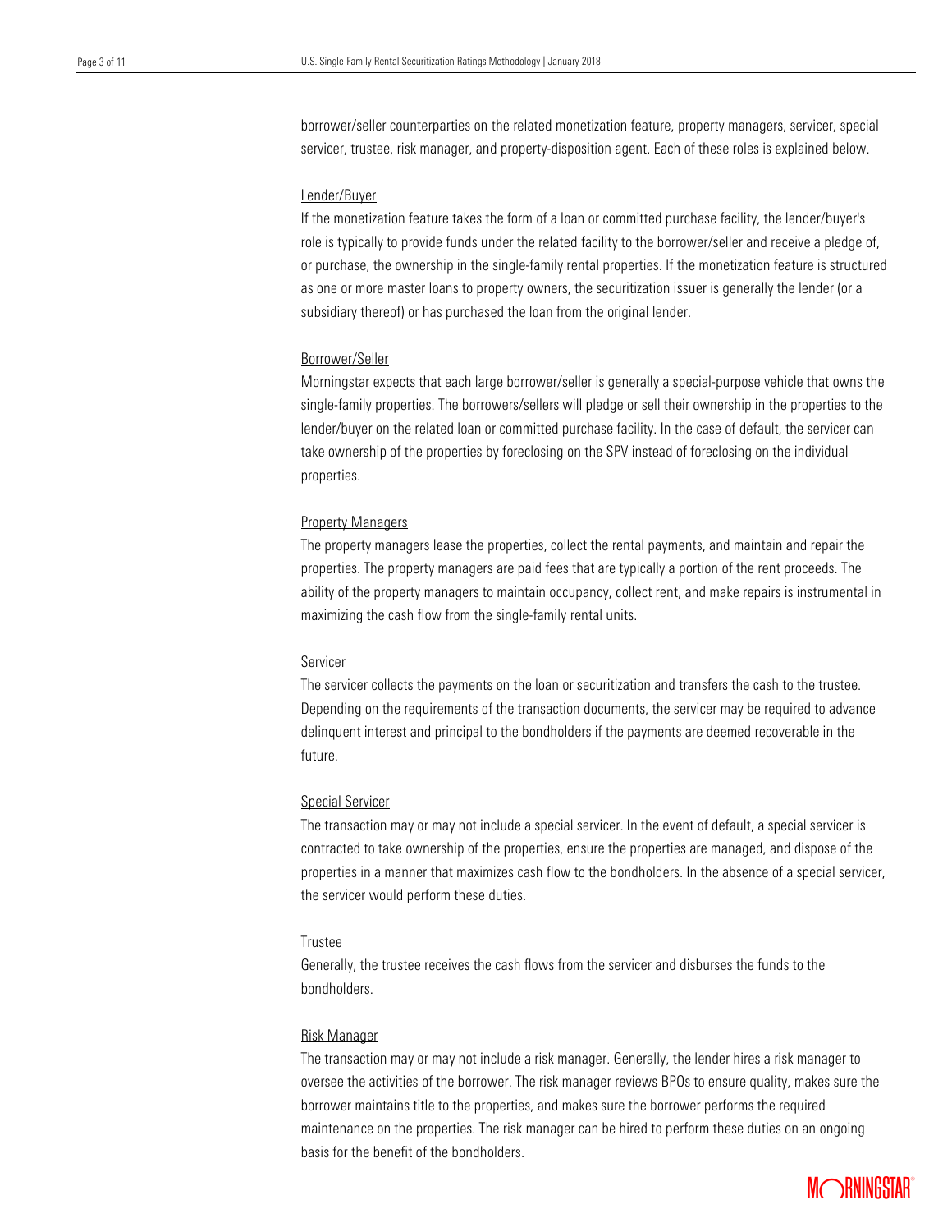borrower/seller counterparties on the related monetization feature, property managers, servicer, special servicer, trustee, risk manager, and property-disposition agent. Each of these roles is explained below.

### Lender/Buyer

If the monetization feature takes the form of a loan or committed purchase facility, the lender/buyer's role is typically to provide funds under the related facility to the borrower/seller and receive a pledge of, or purchase, the ownership in the single-family rental properties. If the monetization feature is structured as one or more master loans to property owners, the securitization issuer is generally the lender (or a subsidiary thereof) or has purchased the loan from the original lender.

### Borrower/Seller

Morningstar expects that each large borrower/seller is generally a special-purpose vehicle that owns the single-family properties. The borrowers/sellers will pledge or sell their ownership in the properties to the lender/buyer on the related loan or committed purchase facility. In the case of default, the servicer can take ownership of the properties by foreclosing on the SPV instead of foreclosing on the individual properties.

### Property Managers

The property managers lease the properties, collect the rental payments, and maintain and repair the properties. The property managers are paid fees that are typically a portion of the rent proceeds. The ability of the property managers to maintain occupancy, collect rent, and make repairs is instrumental in maximizing the cash flow from the single-family rental units.

### Servicer

The servicer collects the payments on the loan or securitization and transfers the cash to the trustee. Depending on the requirements of the transaction documents, the servicer may be required to advance delinquent interest and principal to the bondholders if the payments are deemed recoverable in the future.

### Special Servicer

The transaction may or may not include a special servicer. In the event of default, a special servicer is contracted to take ownership of the properties, ensure the properties are managed, and dispose of the properties in a manner that maximizes cash flow to the bondholders. In the absence of a special servicer, the servicer would perform these duties.

### Trustee

Generally, the trustee receives the cash flows from the servicer and disburses the funds to the bondholders.

### Risk Manager

The transaction may or may not include a risk manager. Generally, the lender hires a risk manager to oversee the activities of the borrower. The risk manager reviews BPOs to ensure quality, makes sure the borrower maintains title to the properties, and makes sure the borrower performs the required maintenance on the properties. The risk manager can be hired to perform these duties on an ongoing basis for the benefit of the bondholders.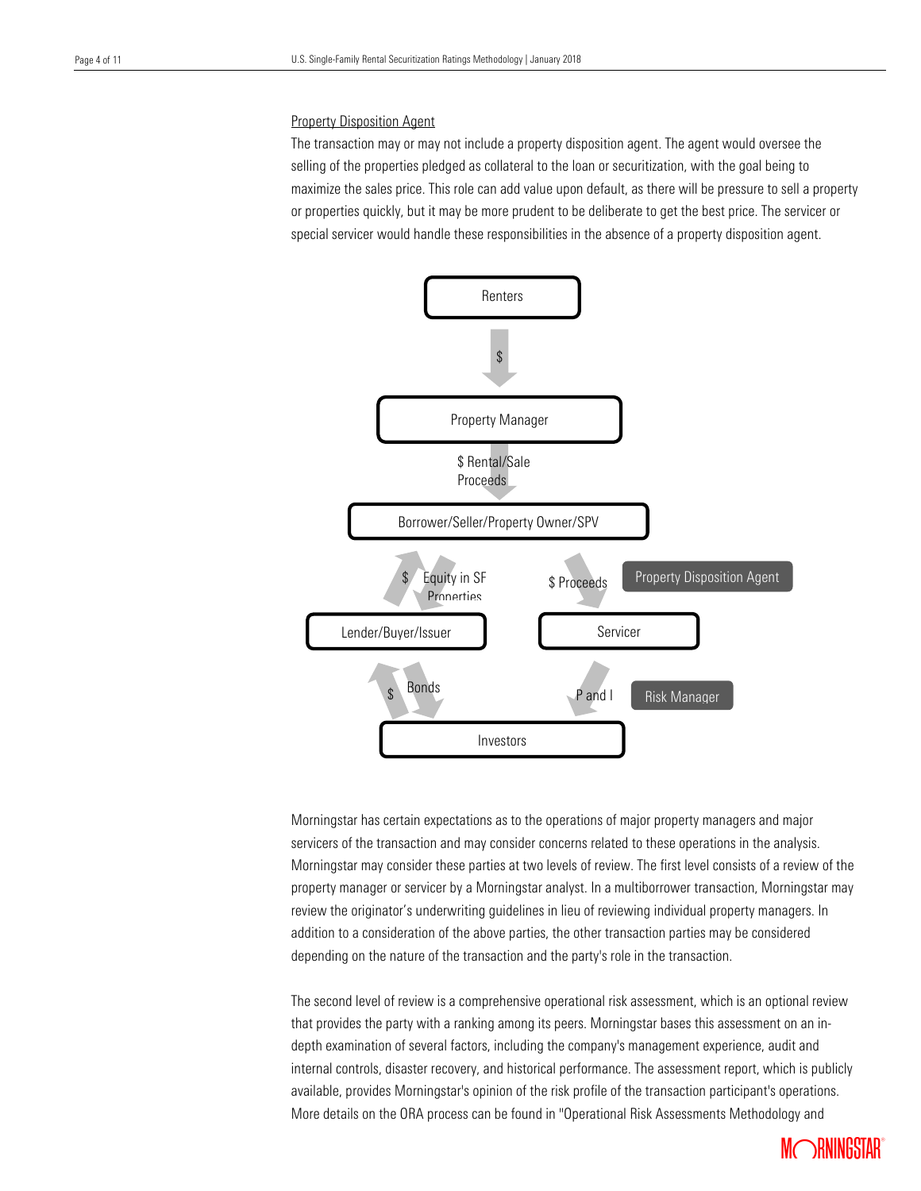Property Disposition Agent

The transaction may or may not include a property disposition agent. The agent would oversee the selling of the properties pledged as collateral to the loan or securitization, with the goal being to maximize the sales price. This role can add value upon default, as there will be pressure to sell a property or properties quickly, but it may be more prudent to be deliberate to get the best price. The servicer or special servicer would handle these responsibilities in the absence of a property disposition agent.

Renters

$

Property Manager

$ Rental/Sale Proceeds

Borrower/Seller/Property Owner/SPV

$ Equity in SF Properties

$ Proceeds

Property Disposition Agent

Lender/Buyer/Issuer

Servicer

$ Bonds

P and I

Risk Manager

Investors

Morningstar has certain expectations as to the operations of major property managers and major servicers of the transaction and may consider concerns related to these operations in the analysis. Morningstar may consider these parties at two levels of review. The first level consists of a review of the property manager or servicer by a Morningstar analyst. In a multiborrower transaction, Morningstar may review the originator's underwriting guidelines in lieu of reviewing individual property managers. In addition to a consideration of the above parties, the other transaction parties may be considered depending on the nature of the transaction and the party's role in the transaction.

The second level of review is a comprehensive operational risk assessment, which is an optional review that provides the party with a ranking among its peers. Morningstar bases this assessment on an in-depth examination of several factors, including the company's management experience, audit and internal controls, disaster recovery, and historical performance. The assessment report, which is publicly available, provides Morningstar's opinion of the risk profile of the transaction participant's operations. More details on the ORA process can be found in "Operational Risk Assessments Methodology and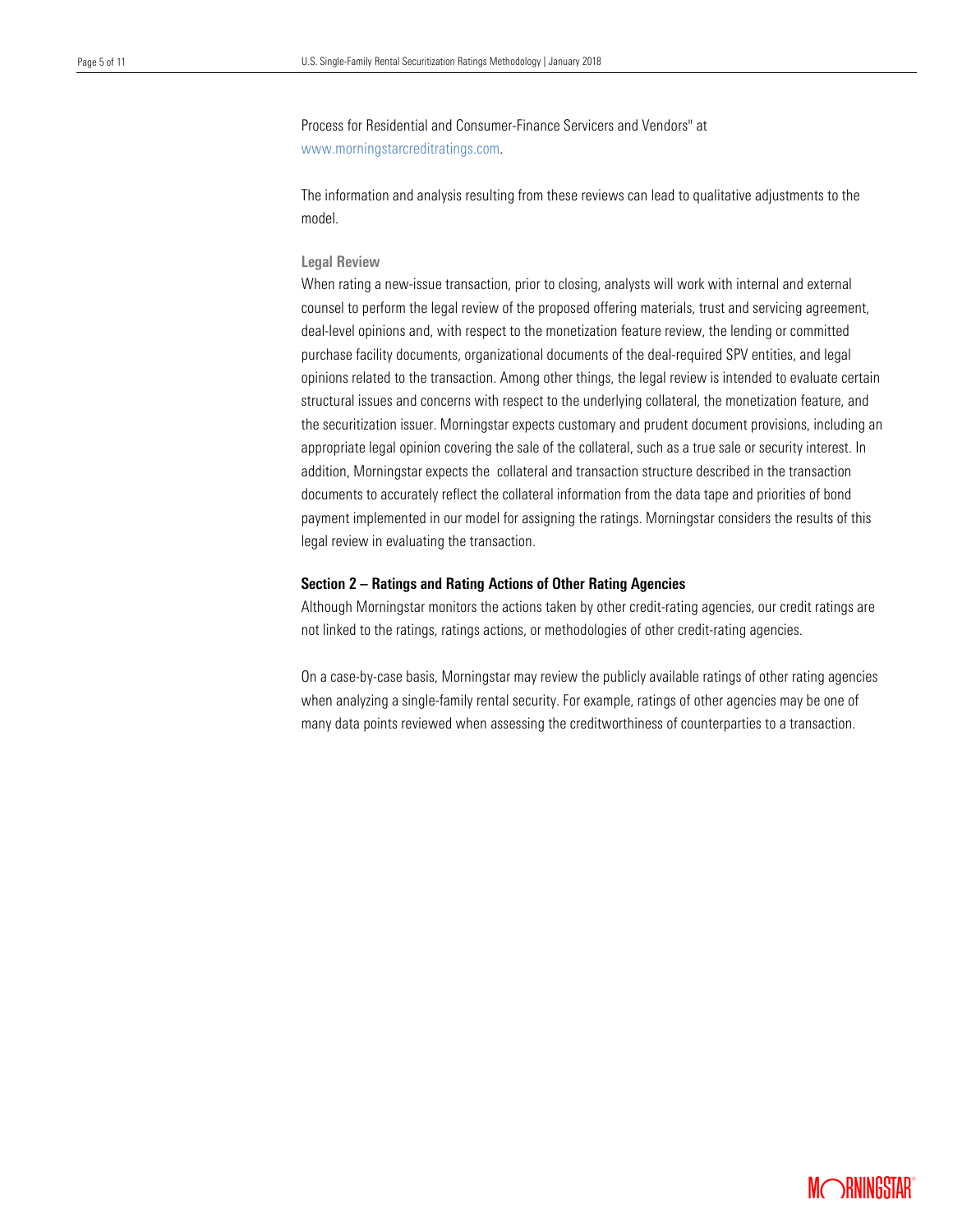Process for Residential and Consumer-Finance Servicers and Vendors" at www.morningstarcreditratings.com.

The information and analysis resulting from these reviews can lead to qualitative adjustments to the model.

### Legal Review

When rating a new-issue transaction, prior to closing, analysts will work with internal and external counsel to perform the legal review of the proposed offering materials, trust and servicing agreement, deal-level opinions and, with respect to the monetization feature review, the lending or committed purchase facility documents, organizational documents of the deal-required SPV entities, and legal opinions related to the transaction. Among other things, the legal review is intended to evaluate certain structural issues and concerns with respect to the underlying collateral, the monetization feature, and the securitization issuer. Morningstar expects customary and prudent document provisions, including an appropriate legal opinion covering the sale of the collateral, such as a true sale or security interest. In addition, Morningstar expects the collateral and transaction structure described in the transaction documents to accurately reflect the collateral information from the data tape and priorities of bond payment implemented in our model for assigning the ratings. Morningstar considers the results of this legal review in evaluating the transaction.

## Section 2 – Ratings and Rating Actions of Other Rating Agencies

Although Morningstar monitors the actions taken by other credit-rating agencies, our credit ratings are not linked to the ratings, ratings actions, or methodologies of other credit-rating agencies.

On a case-by-case basis, Morningstar may review the publicly available ratings of other rating agencies when analyzing a single-family rental security. For example, ratings of other agencies may be one of many data points reviewed when assessing the creditworthiness of counterparties to a transaction.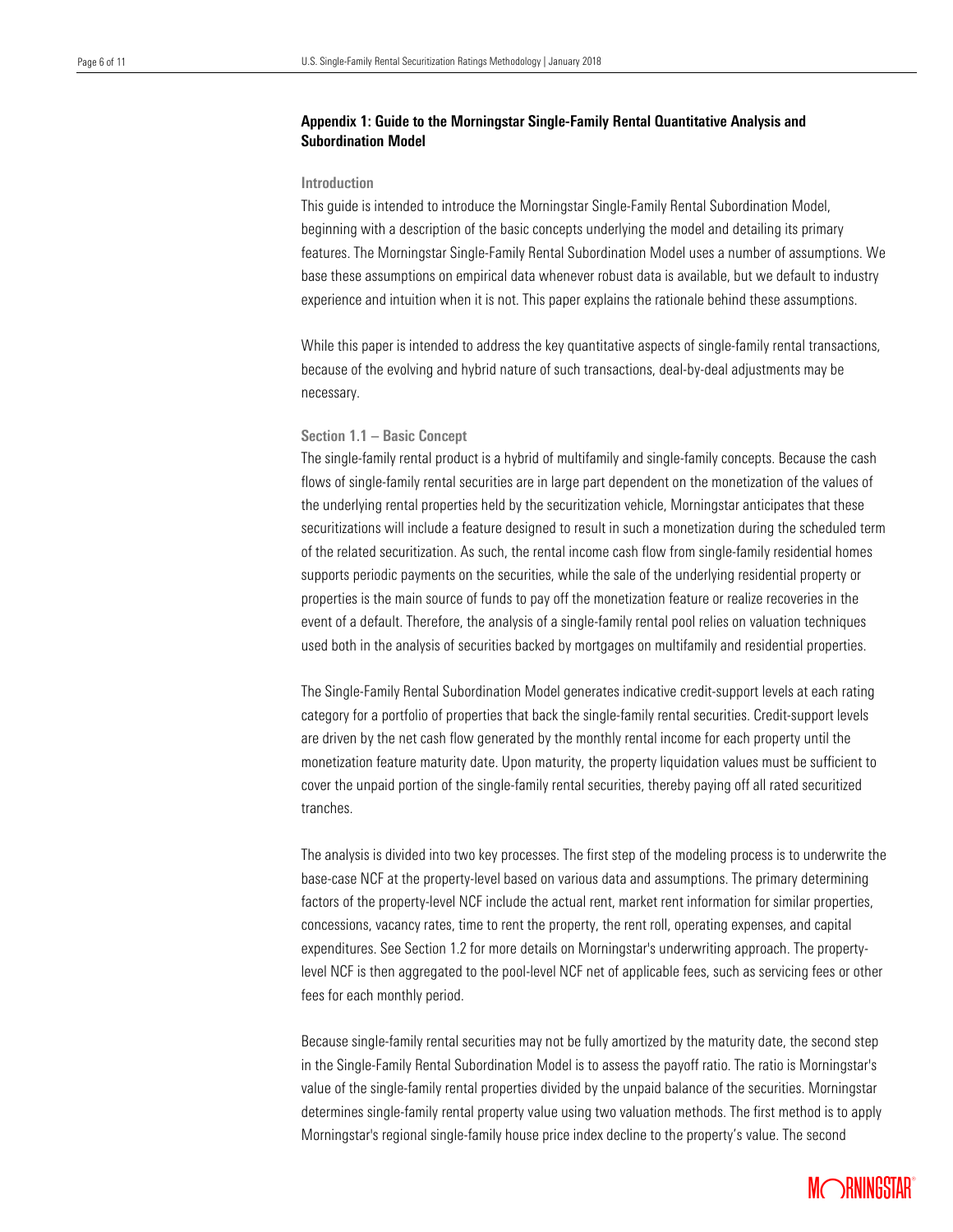## Appendix 1: Guide to the Morningstar Single-Family Rental Quantitative Analysis and Subordination Model

### Introduction

This guide is intended to introduce the Morningstar Single-Family Rental Subordination Model, beginning with a description of the basic concepts underlying the model and detailing its primary features. The Morningstar Single-Family Rental Subordination Model uses a number of assumptions. We base these assumptions on empirical data whenever robust data is available, but we default to industry experience and intuition when it is not. This paper explains the rationale behind these assumptions.

While this paper is intended to address the key quantitative aspects of single-family rental transactions, because of the evolving and hybrid nature of such transactions, deal-by-deal adjustments may be necessary.

### Section 1.1 – Basic Concept

The single-family rental product is a hybrid of multifamily and single-family concepts. Because the cash flows of single-family rental securities are in large part dependent on the monetization of the values of the underlying rental properties held by the securitization vehicle, Morningstar anticipates that these securitizations will include a feature designed to result in such a monetization during the scheduled term of the related securitization. As such, the rental income cash flow from single-family residential homes supports periodic payments on the securities, while the sale of the underlying residential property or properties is the main source of funds to pay off the monetization feature or realize recoveries in the event of a default. Therefore, the analysis of a single-family rental pool relies on valuation techniques used both in the analysis of securities backed by mortgages on multifamily and residential properties.

The Single-Family Rental Subordination Model generates indicative credit-support levels at each rating category for a portfolio of properties that back the single-family rental securities. Credit-support levels are driven by the net cash flow generated by the monthly rental income for each property until the monetization feature maturity date. Upon maturity, the property liquidation values must be sufficient to cover the unpaid portion of the single-family rental securities, thereby paying off all rated securitized tranches.

The analysis is divided into two key processes. The first step of the modeling process is to underwrite the base-case NCF at the property-level based on various data and assumptions. The primary determining factors of the property-level NCF include the actual rent, market rent information for similar properties, concessions, vacancy rates, time to rent the property, the rent roll, operating expenses, and capital expenditures. See Section 1.2 for more details on Morningstar's underwriting approach. The property-level NCF is then aggregated to the pool-level NCF net of applicable fees, such as servicing fees or other fees for each monthly period.

Because single-family rental securities may not be fully amortized by the maturity date, the second step in the Single-Family Rental Subordination Model is to assess the payoff ratio. The ratio is Morningstar's value of the single-family rental properties divided by the unpaid balance of the securities. Morningstar determines single-family rental property value using two valuation methods. The first method is to apply Morningstar's regional single-family house price index decline to the property's value. The second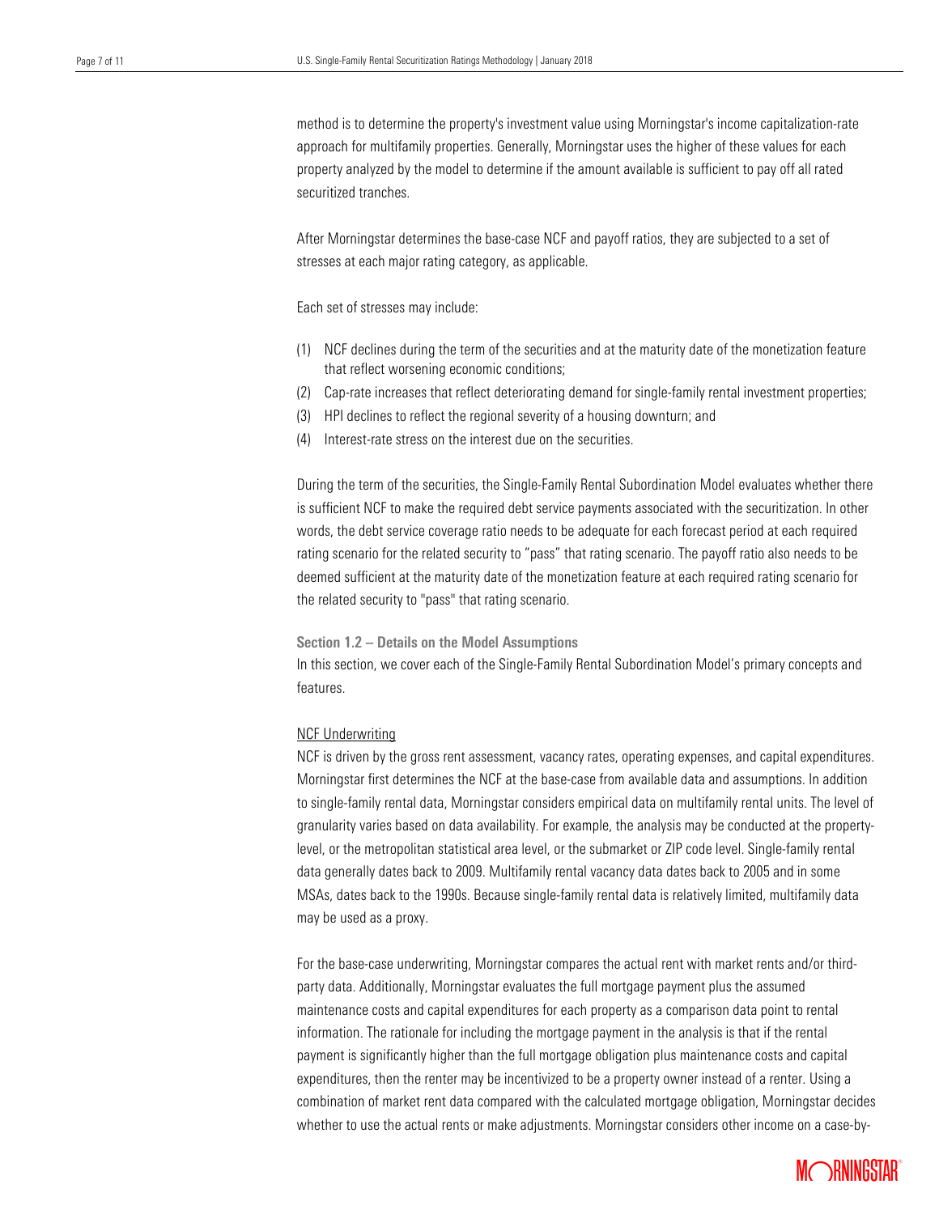method is to determine the property's investment value using Morningstar's income capitalization-rate approach for multifamily properties. Generally, Morningstar uses the higher of these values for each property analyzed by the model to determine if the amount available is sufficient to pay off all rated securitized tranches.

After Morningstar determines the base-case NCF and payoff ratios, they are subjected to a set of stresses at each major rating category, as applicable.

Each set of stresses may include:

(1) NCF declines during the term of the securities and at the maturity date of the monetization feature that reflect worsening economic conditions;
(2) Cap-rate increases that reflect deteriorating demand for single-family rental investment properties;
(3) HPI declines to reflect the regional severity of a housing downturn; and
(4) Interest-rate stress on the interest due on the securities.

During the term of the securities, the Single-Family Rental Subordination Model evaluates whether there is sufficient NCF to make the required debt service payments associated with the securitization. In other words, the debt service coverage ratio needs to be adequate for each forecast period at each required rating scenario for the related security to "pass" that rating scenario. The payoff ratio also needs to be deemed sufficient at the maturity date of the monetization feature at each required rating scenario for the related security to "pass" that rating scenario.

### Section 1.2 – Details on the Model Assumptions

In this section, we cover each of the Single-Family Rental Subordination Model's primary concepts and features.

#### NCF Underwriting

NCF is driven by the gross rent assessment, vacancy rates, operating expenses, and capital expenditures. Morningstar first determines the NCF at the base-case from available data and assumptions. In addition to single-family rental data, Morningstar considers empirical data on multifamily rental units. The level of granularity varies based on data availability. For example, the analysis may be conducted at the property-level, or the metropolitan statistical area level, or the submarket or ZIP code level. Single-family rental data generally dates back to 2009. Multifamily rental vacancy data dates back to 2005 and in some MSAs, dates back to the 1990s. Because single-family rental data is relatively limited, multifamily data may be used as a proxy.

For the base-case underwriting, Morningstar compares the actual rent with market rents and/or third-party data. Additionally, Morningstar evaluates the full mortgage payment plus the assumed maintenance costs and capital expenditures for each property as a comparison data point to rental information. The rationale for including the mortgage payment in the analysis is that if the rental payment is significantly higher than the full mortgage obligation plus maintenance costs and capital expenditures, then the renter may be incentivized to be a property owner instead of a renter. Using a combination of market rent data compared with the calculated mortgage obligation, Morningstar decides whether to use the actual rents or make adjustments. Morningstar considers other income on a case-by-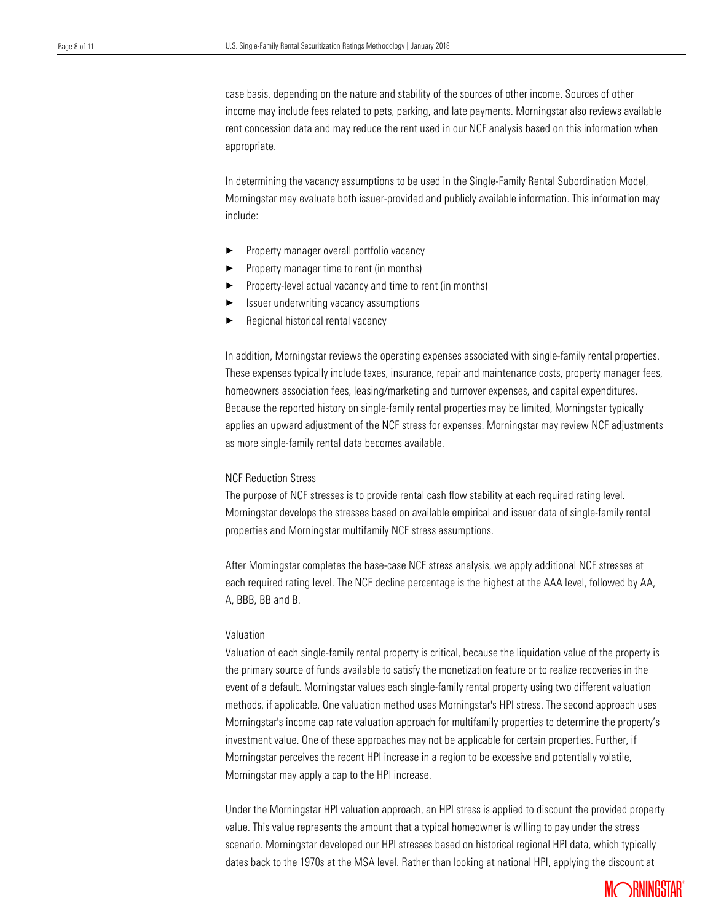case basis, depending on the nature and stability of the sources of other income. Sources of other income may include fees related to pets, parking, and late payments. Morningstar also reviews available rent concession data and may reduce the rent used in our NCF analysis based on this information when appropriate.

In determining the vacancy assumptions to be used in the Single-Family Rental Subordination Model, Morningstar may evaluate both issuer-provided and publicly available information. This information may include:

- Property manager overall portfolio vacancy
- Property manager time to rent (in months)
- Property-level actual vacancy and time to rent (in months)
- Issuer underwriting vacancy assumptions
- Regional historical rental vacancy

In addition, Morningstar reviews the operating expenses associated with single-family rental properties. These expenses typically include taxes, insurance, repair and maintenance costs, property manager fees, homeowners association fees, leasing/marketing and turnover expenses, and capital expenditures. Because the reported history on single-family rental properties may be limited, Morningstar typically applies an upward adjustment of the NCF stress for expenses. Morningstar may review NCF adjustments as more single-family rental data becomes available.

### NCF Reduction Stress

The purpose of NCF stresses is to provide rental cash flow stability at each required rating level. Morningstar develops the stresses based on available empirical and issuer data of single-family rental properties and Morningstar multifamily NCF stress assumptions.

After Morningstar completes the base-case NCF stress analysis, we apply additional NCF stresses at each required rating level. The NCF decline percentage is the highest at the AAA level, followed by AA, A, BBB, BB and B.

### Valuation

Valuation of each single-family rental property is critical, because the liquidation value of the property is the primary source of funds available to satisfy the monetization feature or to realize recoveries in the event of a default. Morningstar values each single-family rental property using two different valuation methods, if applicable. One valuation method uses Morningstar's HPI stress. The second approach uses Morningstar's income cap rate valuation approach for multifamily properties to determine the property's investment value. One of these approaches may not be applicable for certain properties. Further, if Morningstar perceives the recent HPI increase in a region to be excessive and potentially volatile, Morningstar may apply a cap to the HPI increase.

Under the Morningstar HPI valuation approach, an HPI stress is applied to discount the provided property value. This value represents the amount that a typical homeowner is willing to pay under the stress scenario. Morningstar developed our HPI stresses based on historical regional HPI data, which typically dates back to the 1970s at the MSA level. Rather than looking at national HPI, applying the discount at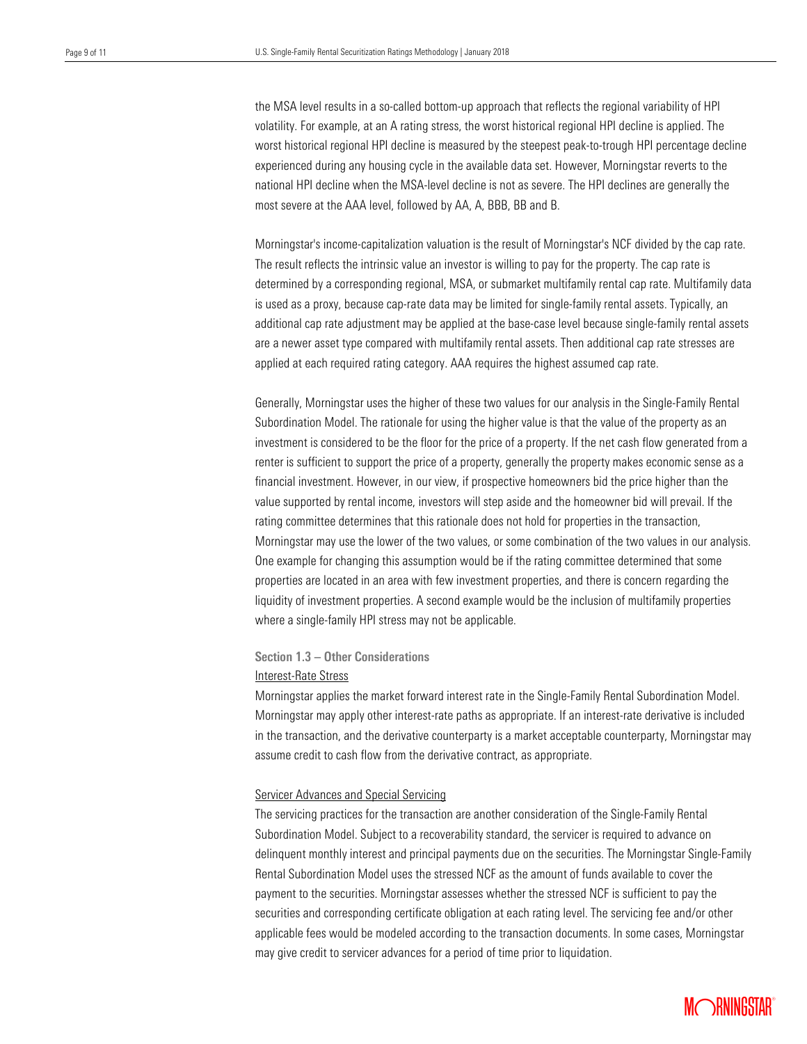the MSA level results in a so-called bottom-up approach that reflects the regional variability of HPI volatility. For example, at an A rating stress, the worst historical regional HPI decline is applied. The worst historical regional HPI decline is measured by the steepest peak-to-trough HPI percentage decline experienced during any housing cycle in the available data set. However, Morningstar reverts to the national HPI decline when the MSA-level decline is not as severe. The HPI declines are generally the most severe at the AAA level, followed by AA, A, BBB, BB and B.

Morningstar's income-capitalization valuation is the result of Morningstar's NCF divided by the cap rate. The result reflects the intrinsic value an investor is willing to pay for the property. The cap rate is determined by a corresponding regional, MSA, or submarket multifamily rental cap rate. Multifamily data is used as a proxy, because cap-rate data may be limited for single-family rental assets. Typically, an additional cap rate adjustment may be applied at the base-case level because single-family rental assets are a newer asset type compared with multifamily rental assets. Then additional cap rate stresses are applied at each required rating category. AAA requires the highest assumed cap rate.

Generally, Morningstar uses the higher of these two values for our analysis in the Single-Family Rental Subordination Model. The rationale for using the higher value is that the value of the property as an investment is considered to be the floor for the price of a property. If the net cash flow generated from a renter is sufficient to support the price of a property, generally the property makes economic sense as a financial investment. However, in our view, if prospective homeowners bid the price higher than the value supported by rental income, investors will step aside and the homeowner bid will prevail. If the rating committee determines that this rationale does not hold for properties in the transaction, Morningstar may use the lower of the two values, or some combination of the two values in our analysis. One example for changing this assumption would be if the rating committee determined that some properties are located in an area with few investment properties, and there is concern regarding the liquidity of investment properties. A second example would be the inclusion of multifamily properties where a single-family HPI stress may not be applicable.

### Section 1.3 – Other Considerations

Interest-Rate Stress

Morningstar applies the market forward interest rate in the Single-Family Rental Subordination Model. Morningstar may apply other interest-rate paths as appropriate. If an interest-rate derivative is included in the transaction, and the derivative counterparty is a market acceptable counterparty, Morningstar may assume credit to cash flow from the derivative contract, as appropriate.

Servicer Advances and Special Servicing

The servicing practices for the transaction are another consideration of the Single-Family Rental Subordination Model. Subject to a recoverability standard, the servicer is required to advance on delinquent monthly interest and principal payments due on the securities. The Morningstar Single-Family Rental Subordination Model uses the stressed NCF as the amount of funds available to cover the payment to the securities. Morningstar assesses whether the stressed NCF is sufficient to pay the securities and corresponding certificate obligation at each rating level. The servicing fee and/or other applicable fees would be modeled according to the transaction documents. In some cases, Morningstar may give credit to servicer advances for a period of time prior to liquidation.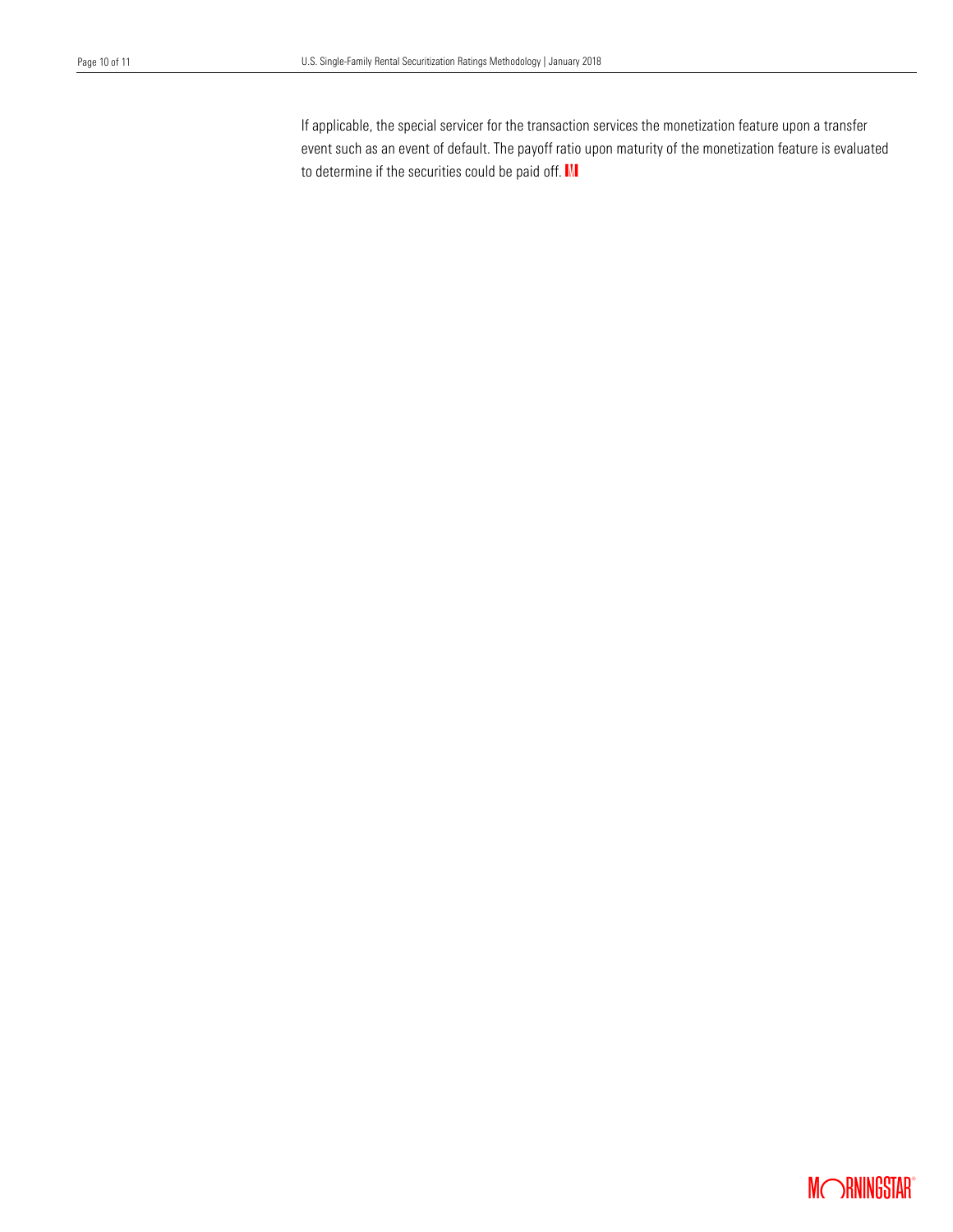If applicable, the special servicer for the transaction services the monetization feature upon a transfer event such as an event of default. The payoff ratio upon maturity of the monetization feature is evaluated to determine if the securities could be paid off.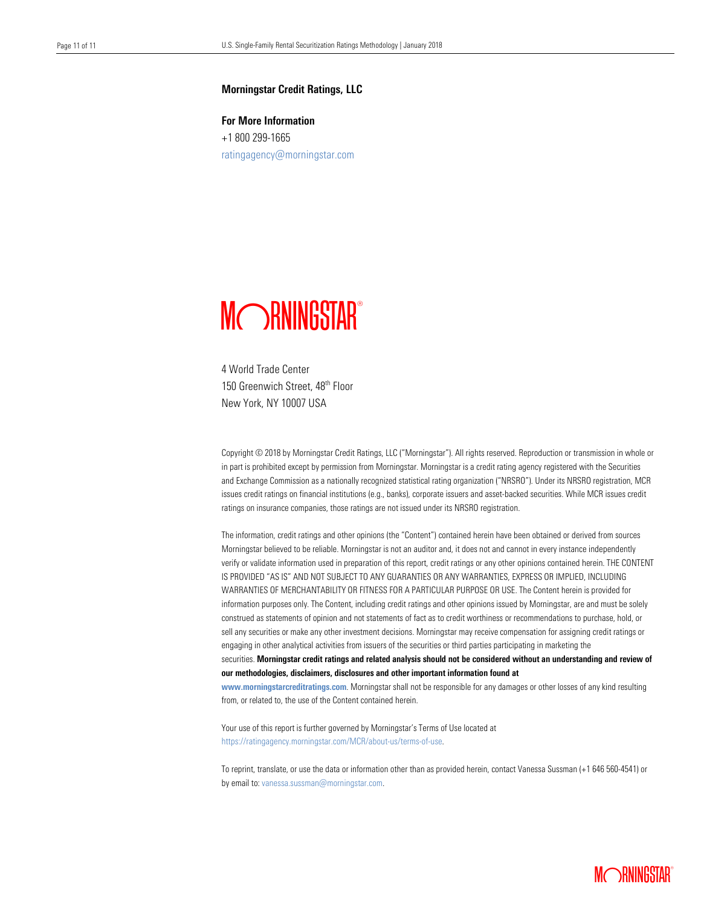**Morningstar Credit Ratings, LLC**

**For More Information**

+1 800 299-1665

ratingagency@morningstar.com

MORNINGSTAR®

4 World Trade Center

150 Greenwich Street, 48th Floor

New York, NY 10007 USA

Copyright © 2018 by Morningstar Credit Ratings, LLC ("Morningstar"). All rights reserved. Reproduction or transmission in whole or in part is prohibited except by permission from Morningstar. Morningstar is a credit rating agency registered with the Securities and Exchange Commission as a nationally recognized statistical rating organization ("NRSRO"). Under its NRSRO registration, MCR issues credit ratings on financial institutions (e.g., banks), corporate issuers and asset-backed securities. While MCR issues credit ratings on insurance companies, those ratings are not issued under its NRSRO registration.

The information, credit ratings and other opinions (the "Content") contained herein have been obtained or derived from sources Morningstar believed to be reliable. Morningstar is not an auditor and, it does not and cannot in every instance independently verify or validate information used in preparation of this report, credit ratings or any other opinions contained herein. THE CONTENT IS PROVIDED "AS IS" AND NOT SUBJECT TO ANY GUARANTIES OR ANY WARRANTIES, EXPRESS OR IMPLIED, INCLUDING WARRANTIES OF MERCHANTABILITY OR FITNESS FOR A PARTICULAR PURPOSE OR USE. The Content herein is provided for information purposes only. The Content, including credit ratings and other opinions issued by Morningstar, are and must be solely construed as statements of opinion and not statements of fact as to credit worthiness or recommendations to purchase, hold, or sell any securities or make any other investment decisions. Morningstar may receive compensation for assigning credit ratings or engaging in other analytical activities from issuers of the securities or third parties participating in marketing the securities. **Morningstar credit ratings and related analysis should not be considered without an understanding and review of our methodologies, disclaimers, disclosures and other important information found at www.morningstarcreditratings.com**. Morningstar shall not be responsible for any damages or other losses of any kind resulting from, or related to, the use of the Content contained herein.

Your use of this report is further governed by Morningstar's Terms of Use located at https://ratingagency.morningstar.com/MCR/about-us/terms-of-use.

To reprint, translate, or use the data or information other than as provided herein, contact Vanessa Sussman (+1 646 560-4541) or by email to: vanessa.sussman@morningstar.com.